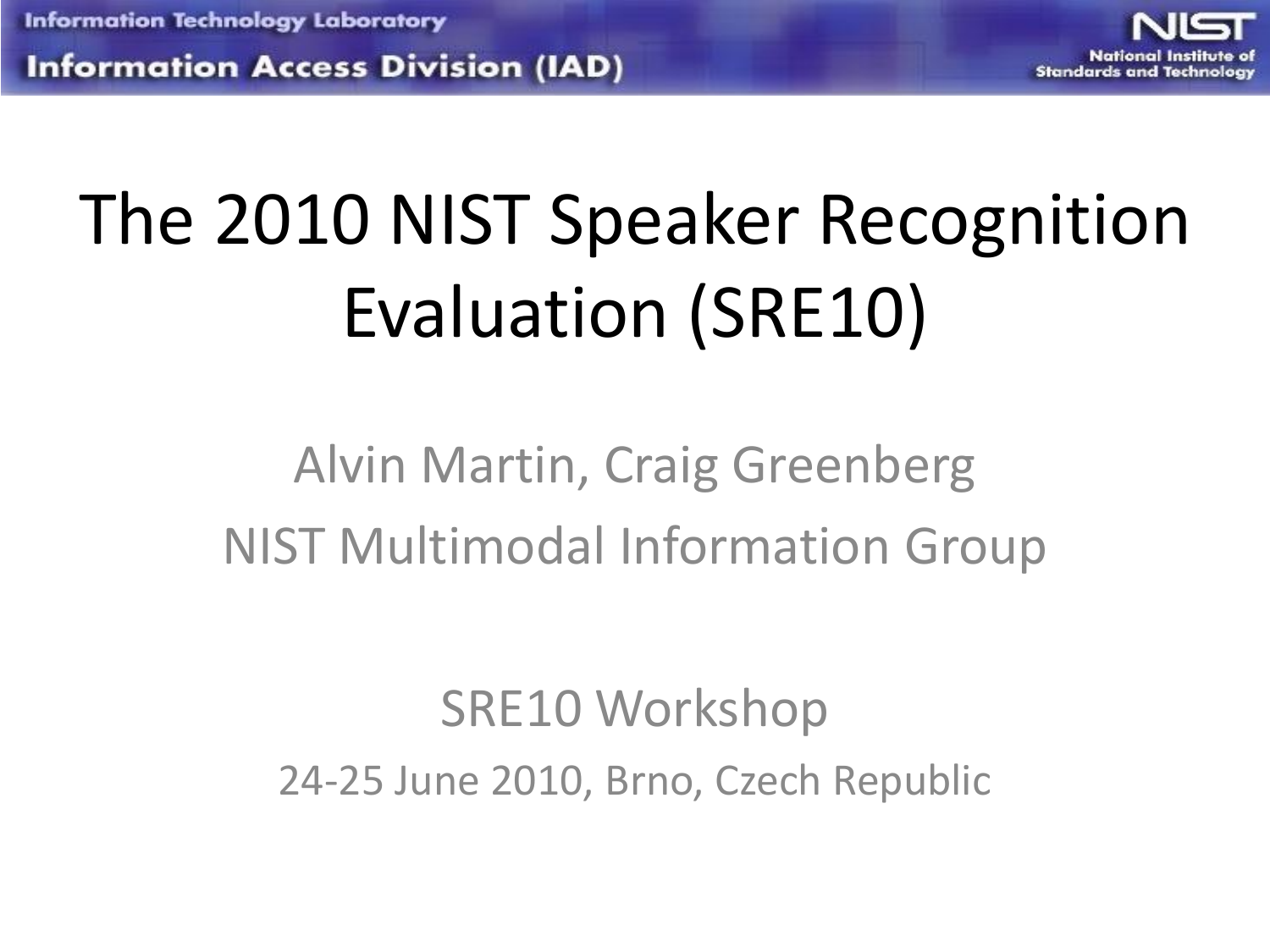Information Technology Laboratory

Information Access Division (IAD)

NIST National Institute of Standards and Technology

# The 2010 NIST Speaker Recognition Evaluation (SRE10)

Alvin Martin, Craig Greenberg

NIST Multimodal Information Group

SRE10 Workshop

24-25 June 2010, Brno, Czech Republic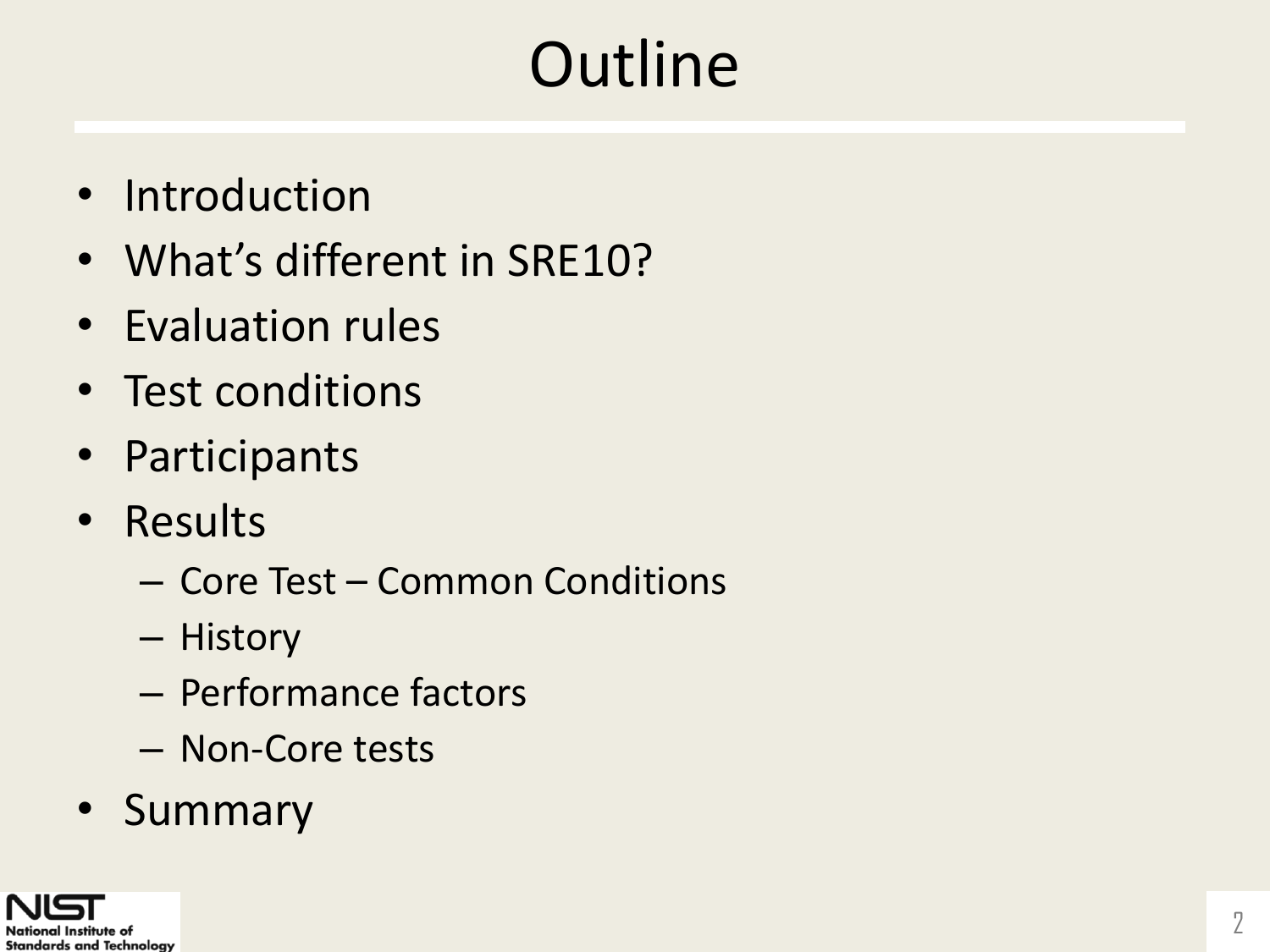# Outline

- Introduction
- What's different in SRE10?
- Evaluation rules
- Test conditions
- Participants
- Results
  - Core Test – Common Conditions
  - History
  - Performance factors
  - Non-Core tests
- Summary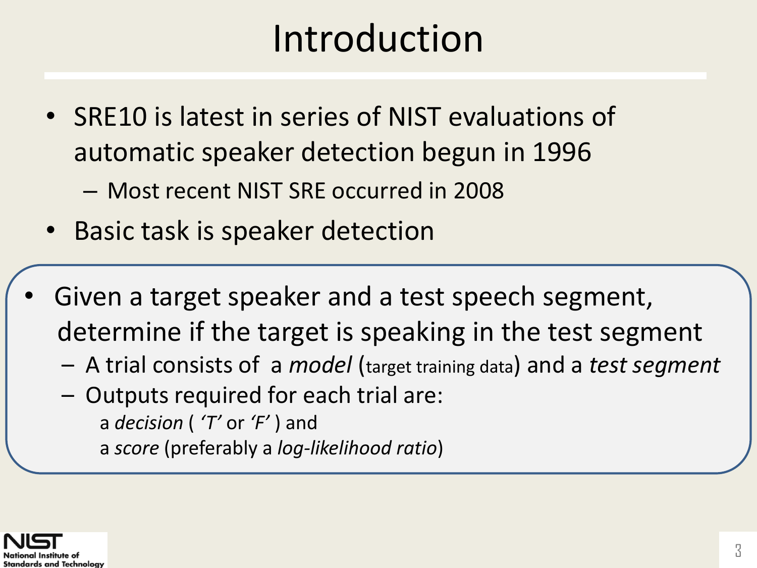# Introduction

- SRE10 is latest in series of NIST evaluations of automatic speaker detection begun in 1996
  - Most recent NIST SRE occurred in 2008
- Basic task is speaker detection
- Given a target speaker and a test speech segment, determine if the target is speaking in the test segment
  - A trial consists of a *model* (target training data) and a *test segment*
  - Outputs required for each trial are:
    a *decision* ( *'T'* or *'F'* ) and
    a *score* (preferably a *log-likelihood ratio*)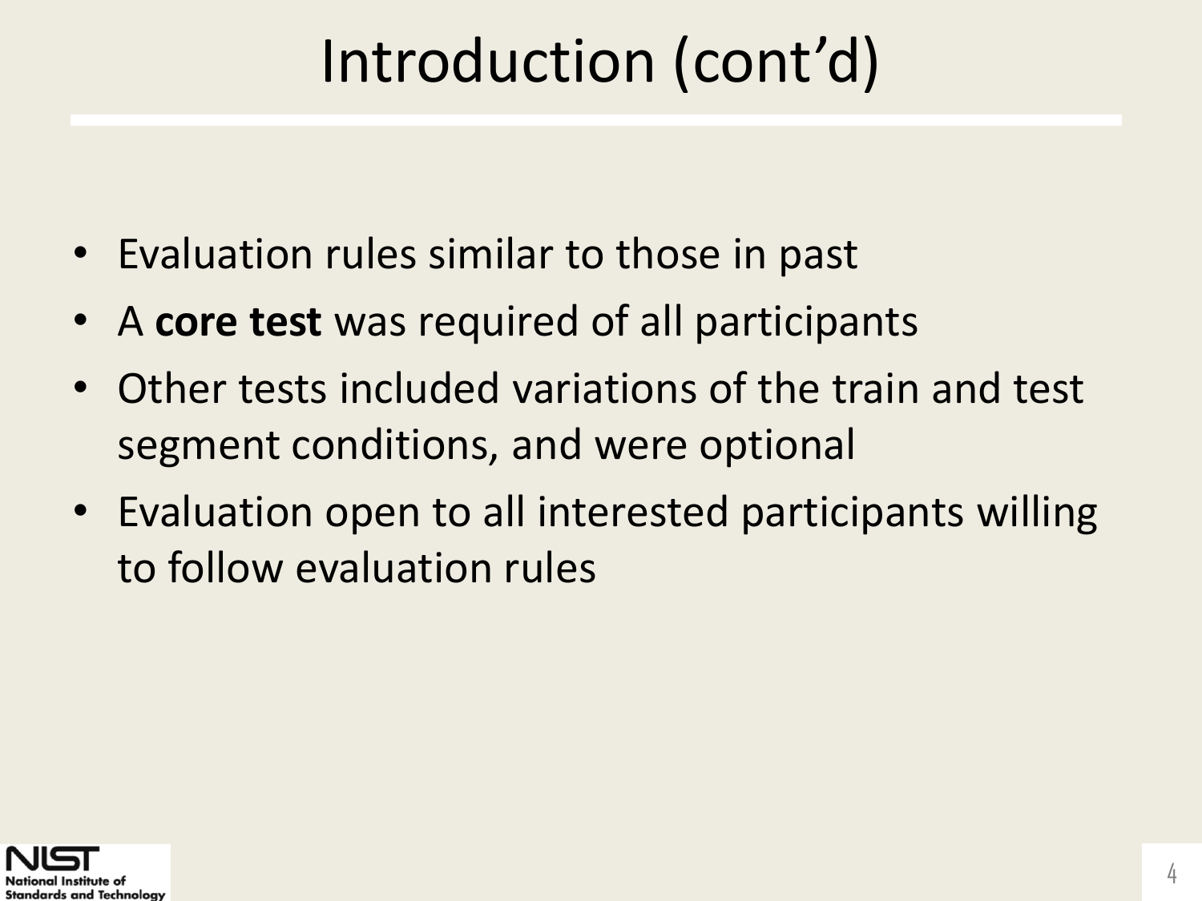# Introduction (cont'd)

- Evaluation rules similar to those in past
- A **core test** was required of all participants
- Other tests included variations of the train and test segment conditions, and were optional
- Evaluation open to all interested participants willing to follow evaluation rules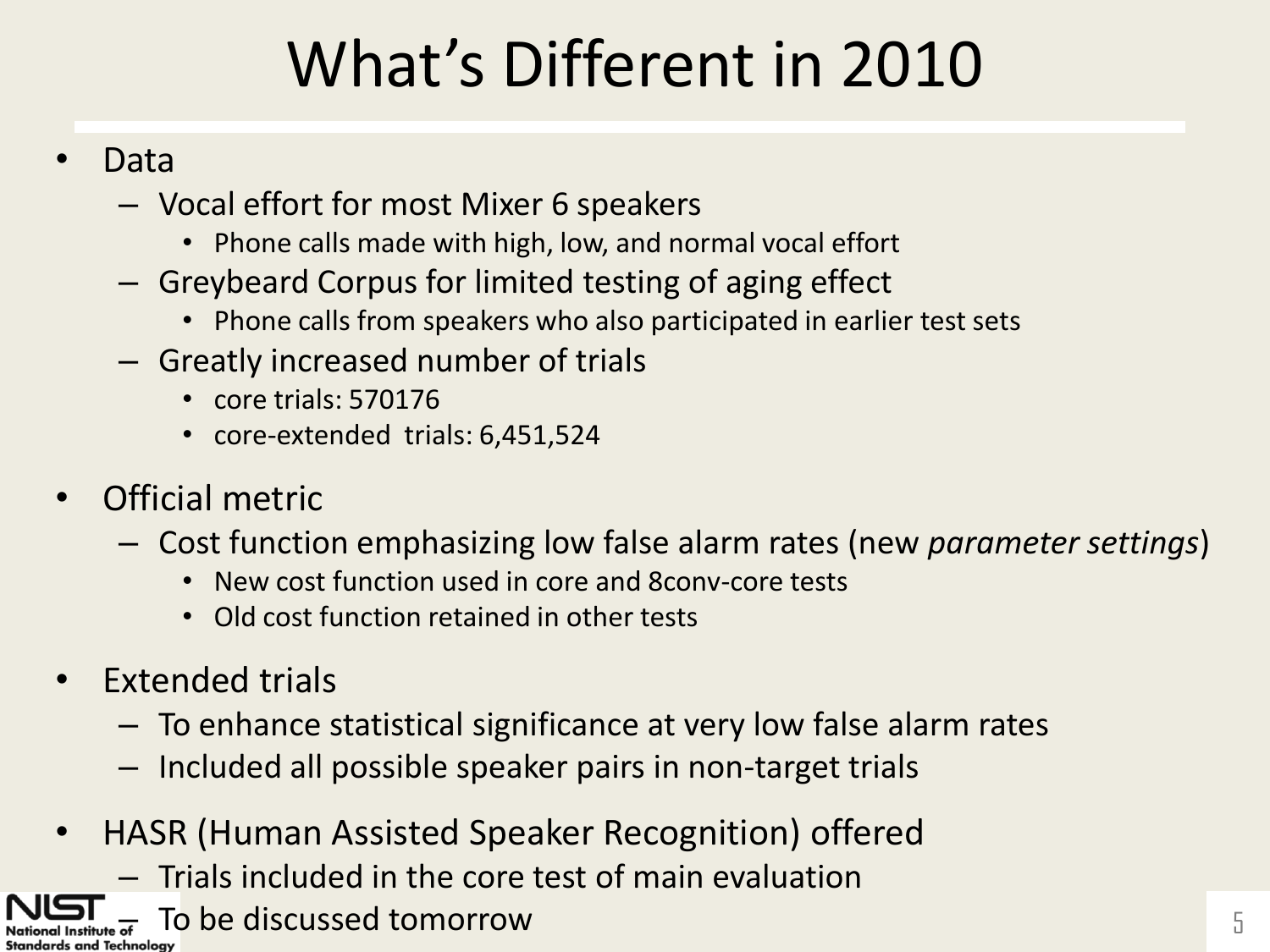# What's Different in 2010

- Data
  - Vocal effort for most Mixer 6 speakers
    - Phone calls made with high, low, and normal vocal effort
  - Greybeard Corpus for limited testing of aging effect
    - Phone calls from speakers who also participated in earlier test sets
  - Greatly increased number of trials
    - core trials: 570176
    - core-extended trials: 6,451,524
- Official metric
  - Cost function emphasizing low false alarm rates (new *parameter settings*)
    - New cost function used in core and 8conv-core tests
    - Old cost function retained in other tests
- Extended trials
  - To enhance statistical significance at very low false alarm rates
  - Included all possible speaker pairs in non-target trials
- HASR (Human Assisted Speaker Recognition) offered
  - Trials included in the core test of main evaluation
  - To be discussed tomorrow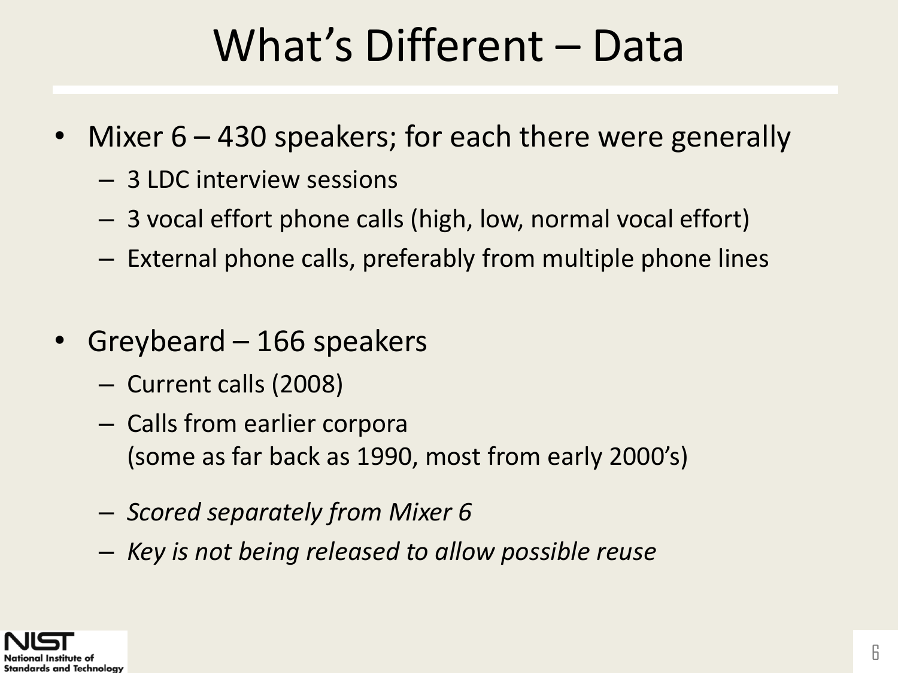# What's Different – Data

- Mixer 6 – 430 speakers; for each there were generally
  - 3 LDC interview sessions
  - 3 vocal effort phone calls (high, low, normal vocal effort)
  - External phone calls, preferably from multiple phone lines

- Greybeard – 166 speakers
  - Current calls (2008)
  - Calls from earlier corpora
    (some as far back as 1990, most from early 2000's)
  - *Scored separately from Mixer 6*
  - *Key is not being released to allow possible reuse*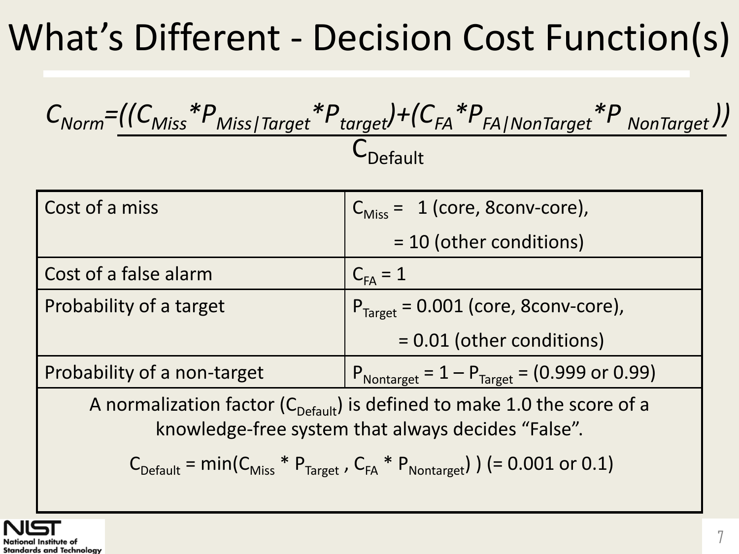# What's Different - Decision Cost Function(s)

$$C_{Norm} = \frac{((C_{Miss} * P_{Miss|Target} * P_{target}) + (C_{FA} * P_{FA|NonTarget} * P_{NonTarget}))}{C_{Default}}$$

| | |
|---|---|
| Cost of a miss | $C_{Miss}$ = 1 (core, 8conv-core),<br>= 10 (other conditions) |
| Cost of a false alarm | $C_{FA}$ = 1 |
| Probability of a target | $P_{Target}$ = 0.001 (core, 8conv-core),<br>= 0.01 (other conditions) |
| Probability of a non-target | $P_{Nontarget} = 1 - P_{Target}$ = (0.999 or 0.99) |

A normalization factor ($C_{Default}$) is defined to make 1.0 the score of a knowledge-free system that always decides "False".

$C_{Default} = \min(C_{Miss} * P_{Target}, C_{FA} * P_{Nontarget})$ ) (= 0.001 or 0.1)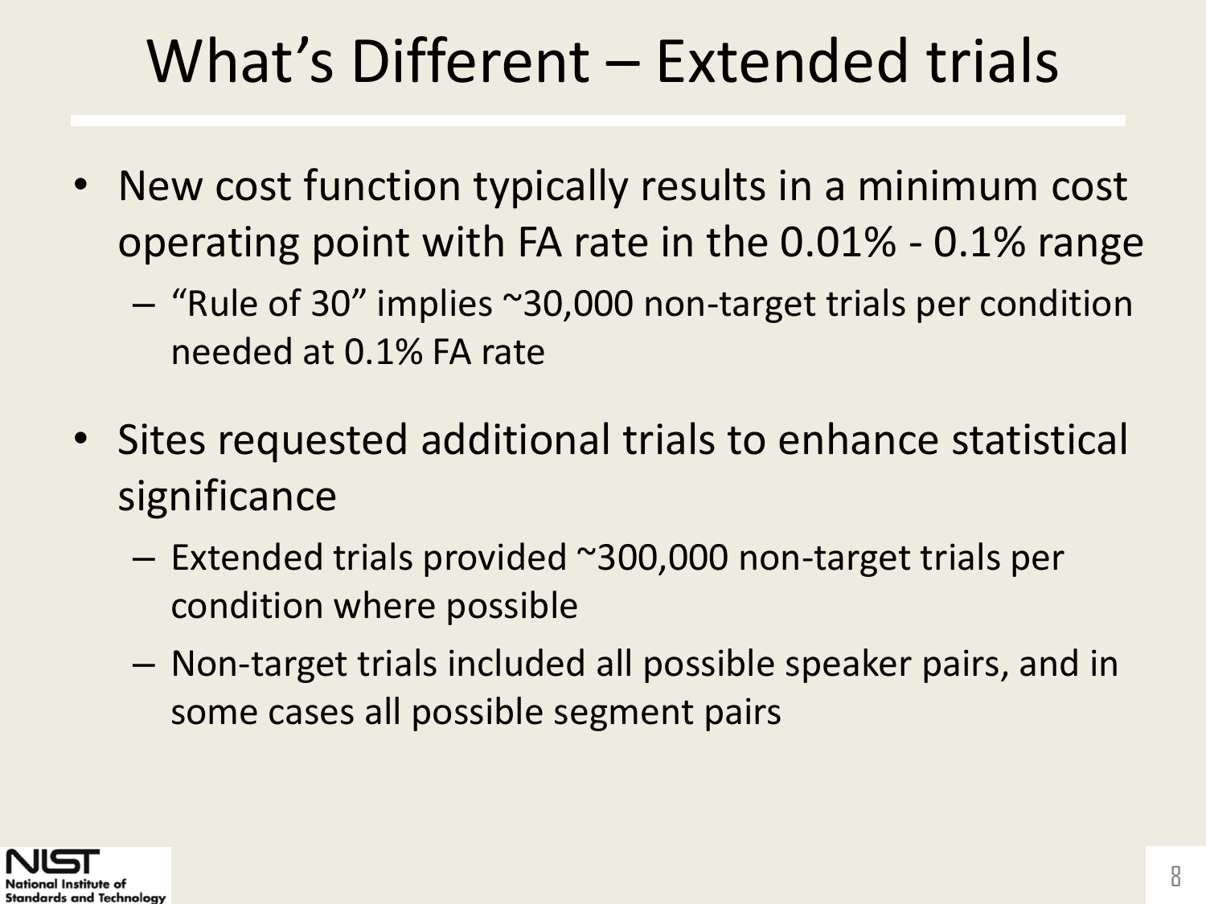# What's Different – Extended trials

- New cost function typically results in a minimum cost operating point with FA rate in the 0.01% - 0.1% range
  - "Rule of 30" implies ~30,000 non-target trials per condition needed at 0.1% FA rate
- Sites requested additional trials to enhance statistical significance
  - Extended trials provided ~300,000 non-target trials per condition where possible
  - Non-target trials included all possible speaker pairs, and in some cases all possible segment pairs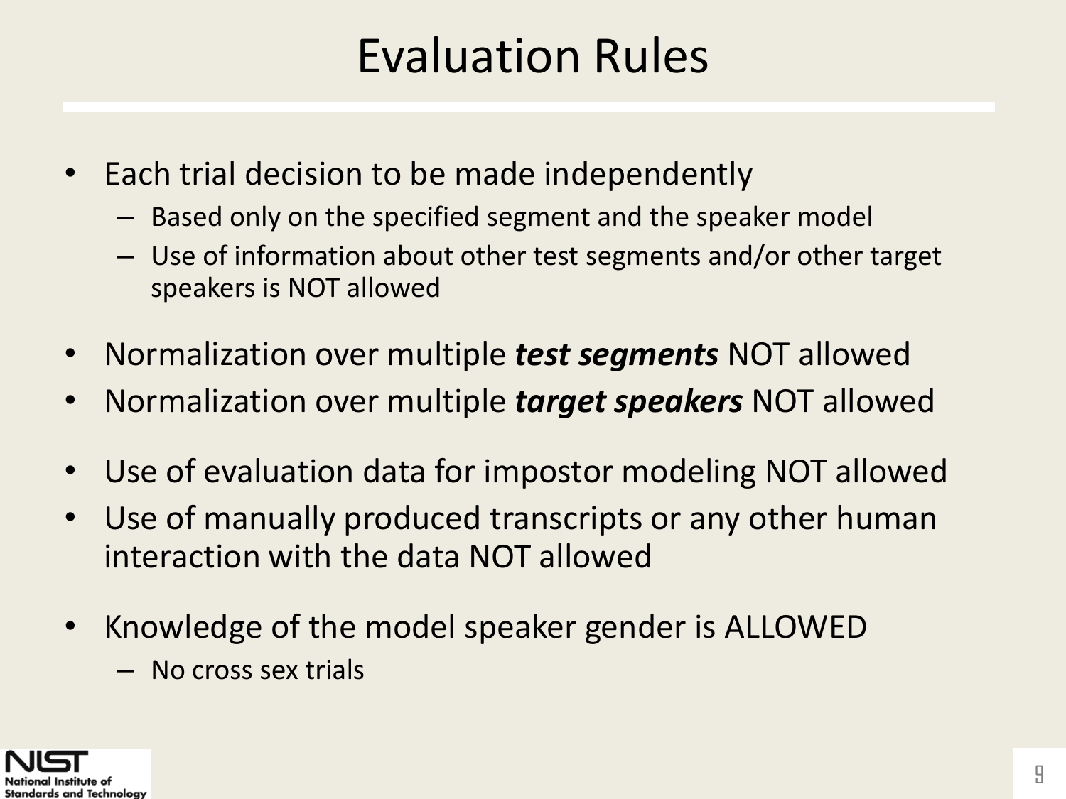# Evaluation Rules

- Each trial decision to be made independently
  - Based only on the specified segment and the speaker model
  - Use of information about other test segments and/or other target speakers is NOT allowed
- Normalization over multiple ***test segments*** NOT allowed
- Normalization over multiple ***target speakers*** NOT allowed
- Use of evaluation data for impostor modeling NOT allowed
- Use of manually produced transcripts or any other human interaction with the data NOT allowed
- Knowledge of the model speaker gender is ALLOWED
  - No cross sex trials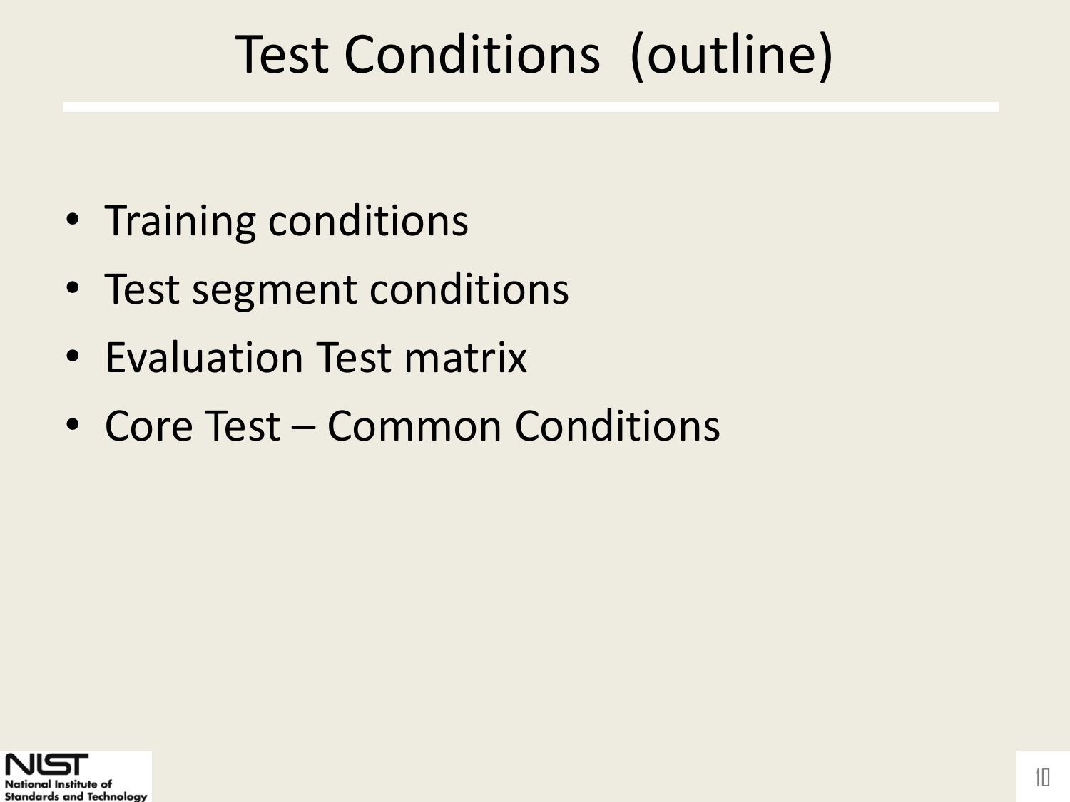# Test Conditions (outline)

- Training conditions
- Test segment conditions
- Evaluation Test matrix
- Core Test – Common Conditions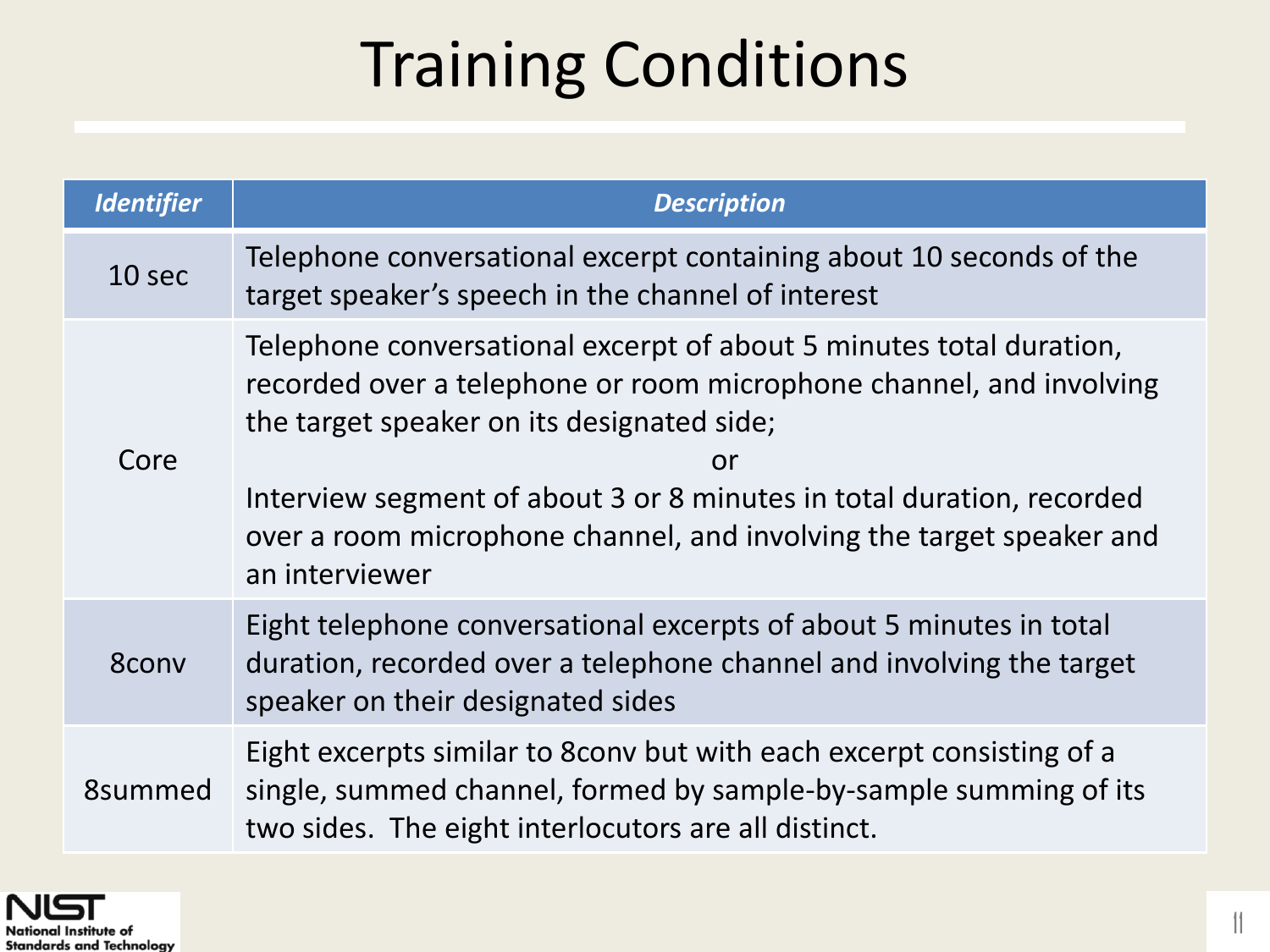# Training Conditions

| *Identifier* | *Description* |
|---|---|
| 10 sec | Telephone conversational excerpt containing about 10 seconds of the target speaker's speech in the channel of interest |
| Core | Telephone conversational excerpt of about 5 minutes total duration, recorded over a telephone or room microphone channel, and involving the target speaker on its designated side; or Interview segment of about 3 or 8 minutes in total duration, recorded over a room microphone channel, and involving the target speaker and an interviewer |
| 8conv | Eight telephone conversational excerpts of about 5 minutes in total duration, recorded over a telephone channel and involving the target speaker on their designated sides |
| 8summed | Eight excerpts similar to 8conv but with each excerpt consisting of a single, summed channel, formed by sample-by-sample summing of its two sides. The eight interlocutors are all distinct. |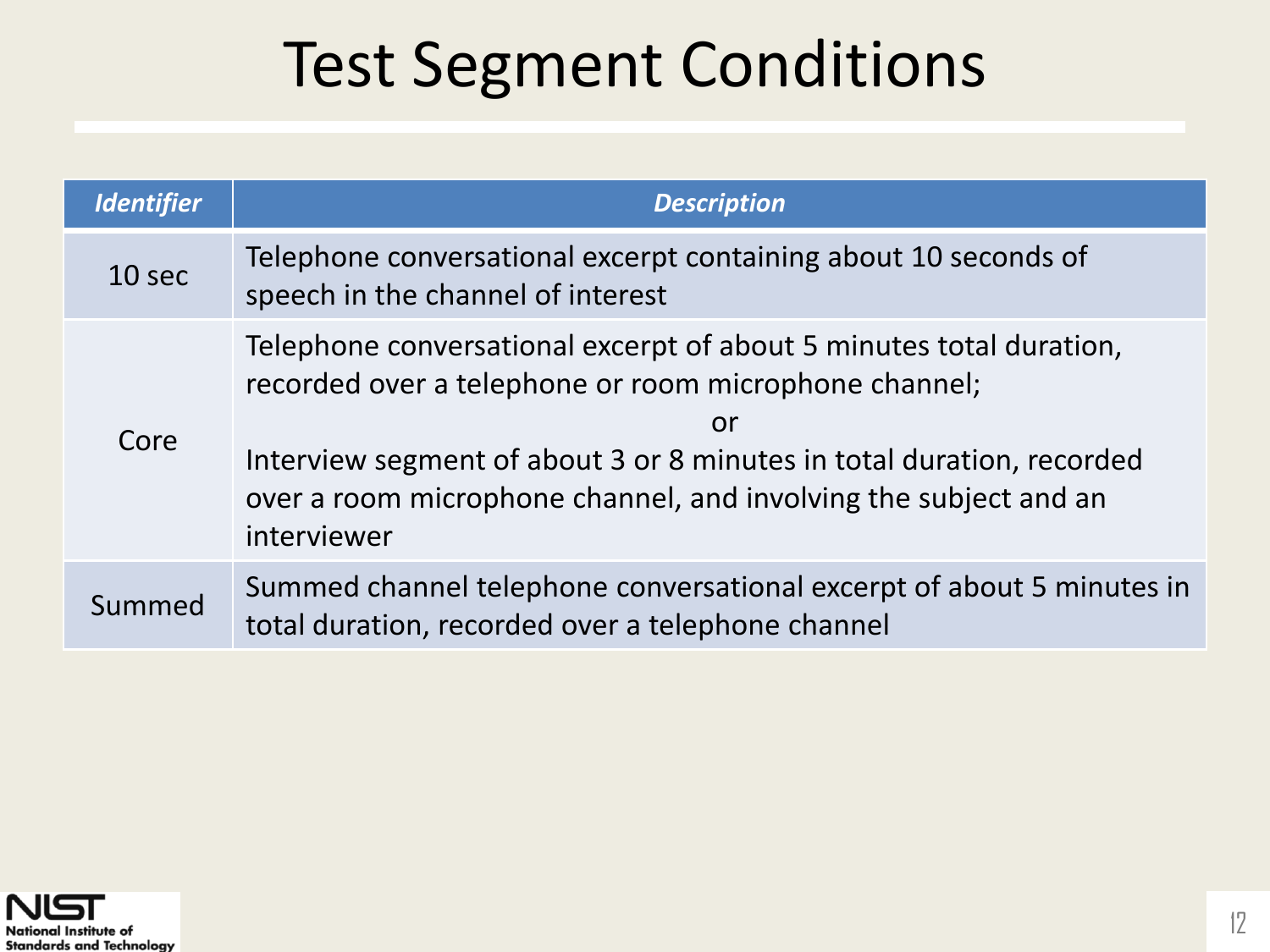# Test Segment Conditions

| *Identifier* | *Description* |
|---|---|
| 10 sec | Telephone conversational excerpt containing about 10 seconds of speech in the channel of interest |
| Core | Telephone conversational excerpt of about 5 minutes total duration, recorded over a telephone or room microphone channel; or Interview segment of about 3 or 8 minutes in total duration, recorded over a room microphone channel, and involving the subject and an interviewer |
| Summed | Summed channel telephone conversational excerpt of about 5 minutes in total duration, recorded over a telephone channel |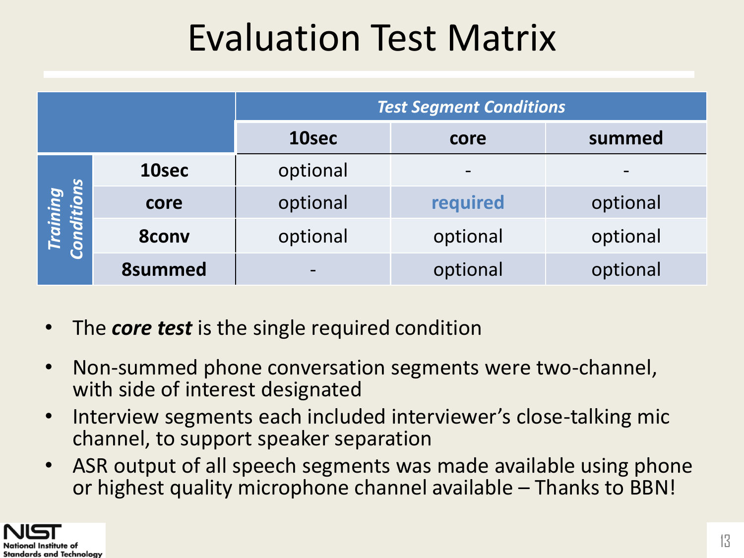# Evaluation Test Matrix

| | | *Test Segment Conditions* | | |
|---|---|---|---|---|
| | | **10sec** | **core** | **summed** |
| *Training Conditions* | **10sec** | optional | - | - |
| | **core** | optional | **required** | optional |
| | **8conv** | optional | optional | optional |
| | **8summed** | - | optional | optional |

- The ***core test*** is the single required condition
- Non-summed phone conversation segments were two-channel, with side of interest designated
- Interview segments each included interviewer's close-talking mic channel, to support speaker separation
- ASR output of all speech segments was made available using phone or highest quality microphone channel available – Thanks to BBN!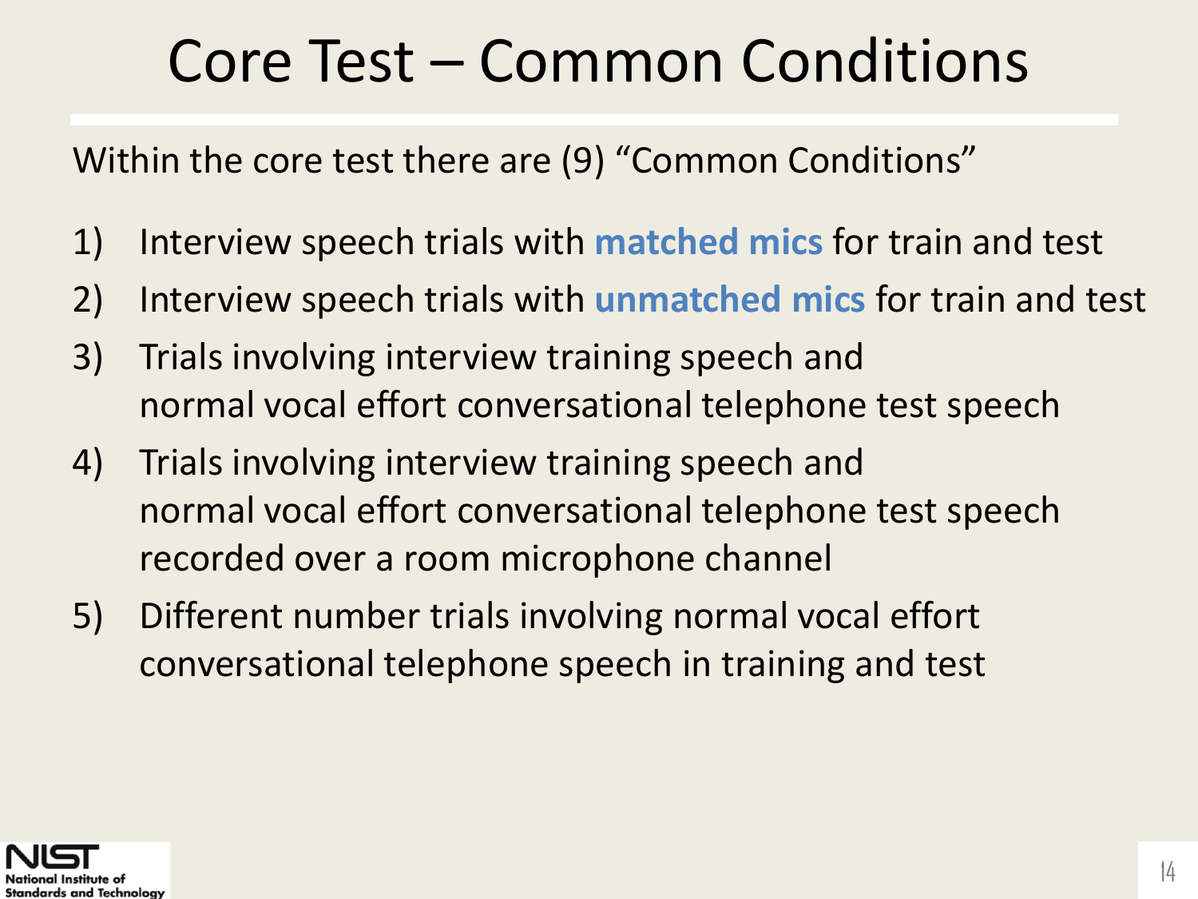# Core Test – Common Conditions

Within the core test there are (9) "Common Conditions"

1) Interview speech trials with **matched mics** for train and test
2) Interview speech trials with **unmatched mics** for train and test
3) Trials involving interview training speech and normal vocal effort conversational telephone test speech
4) Trials involving interview training speech and normal vocal effort conversational telephone test speech recorded over a room microphone channel
5) Different number trials involving normal vocal effort conversational telephone speech in training and test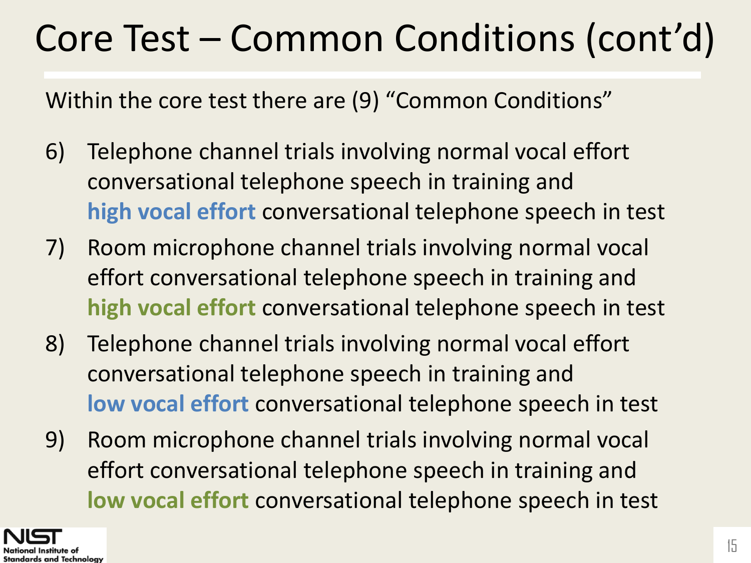# Core Test – Common Conditions (cont'd)

Within the core test there are (9) "Common Conditions"

6) Telephone channel trials involving normal vocal effort conversational telephone speech in training and **high vocal effort** conversational telephone speech in test
7) Room microphone channel trials involving normal vocal effort conversational telephone speech in training and **high vocal effort** conversational telephone speech in test
8) Telephone channel trials involving normal vocal effort conversational telephone speech in training and **low vocal effort** conversational telephone speech in test
9) Room microphone channel trials involving normal vocal effort conversational telephone speech in training and **low vocal effort** conversational telephone speech in test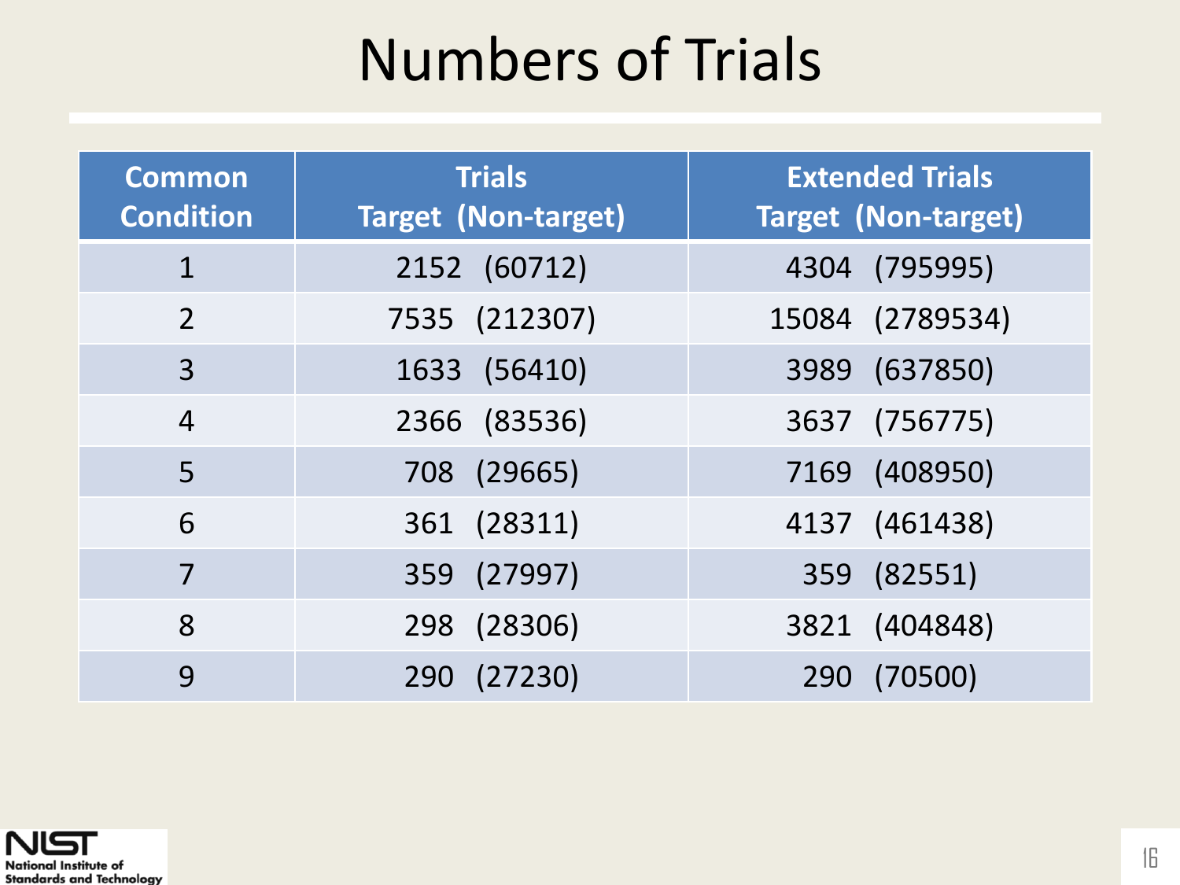# Numbers of Trials

| Common Condition | Trials Target (Non-target) | Extended Trials Target (Non-target) |
|---|---|---|
| 1 | 2152 (60712) | 4304 (795995) |
| 2 | 7535 (212307) | 15084 (2789534) |
| 3 | 1633 (56410) | 3989 (637850) |
| 4 | 2366 (83536) | 3637 (756775) |
| 5 | 708 (29665) | 7169 (408950) |
| 6 | 361 (28311) | 4137 (461438) |
| 7 | 359 (27997) | 359 (82551) |
| 8 | 298 (28306) | 3821 (404848) |
| 9 | 290 (27230) | 290 (70500) |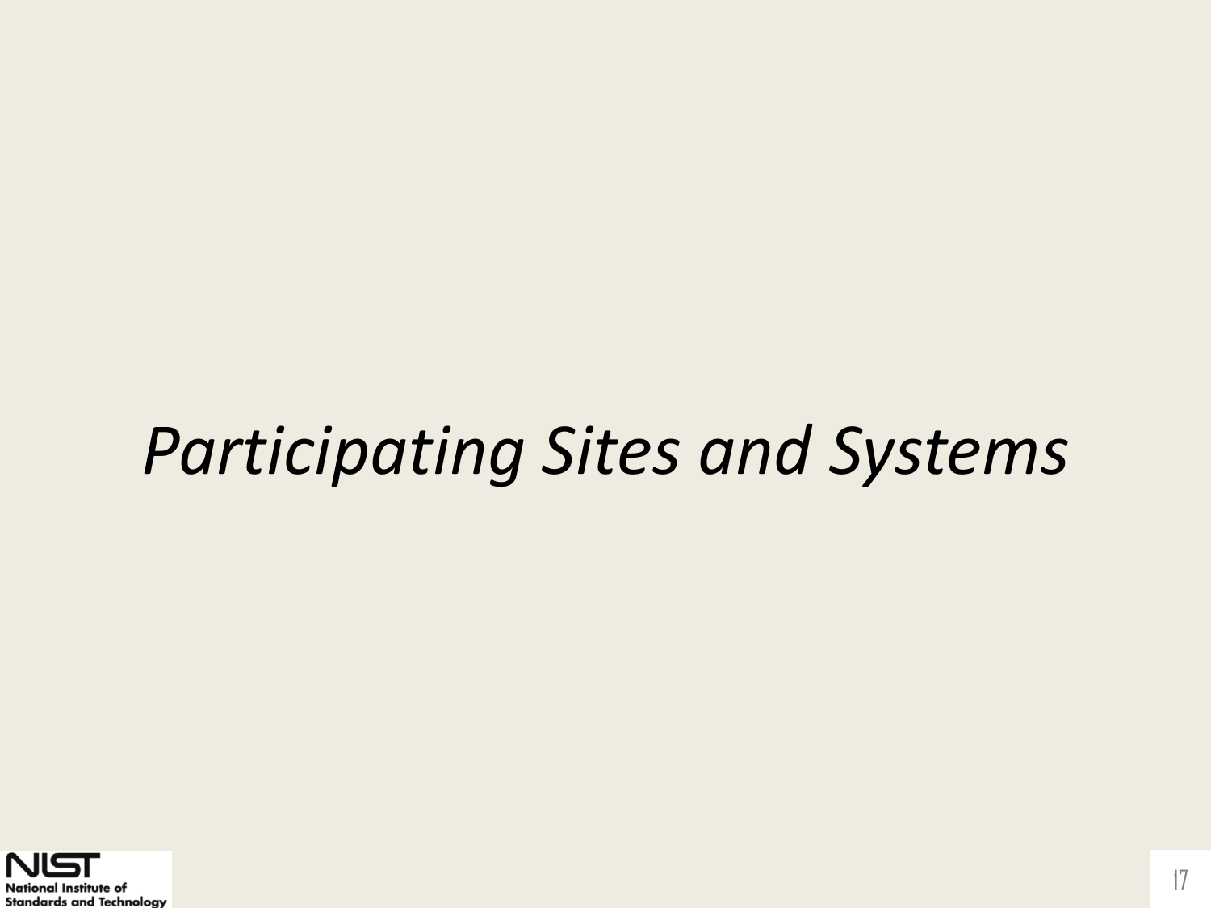# *Participating Sites and Systems*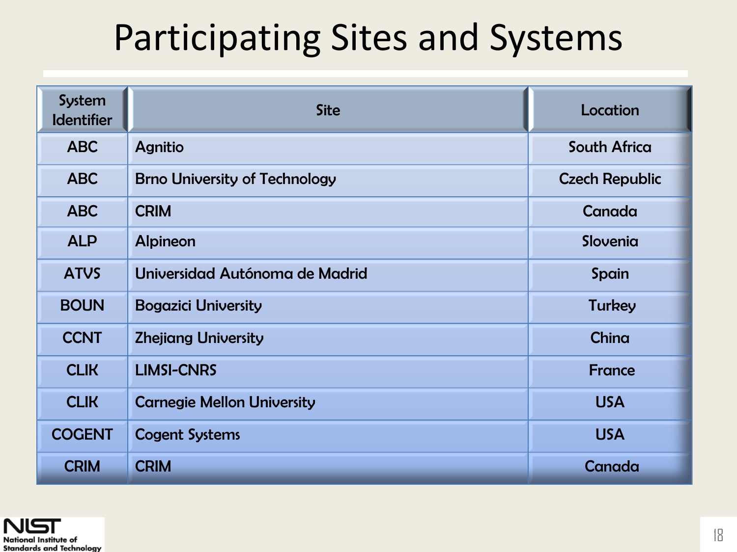# Participating Sites and Systems

| System Identifier | Site | Location |
|---|---|---|
| ABC | Agnitio | South Africa |
| ABC | Brno University of Technology | Czech Republic |
| ABC | CRIM | Canada |
| ALP | Alpineon | Slovenia |
| ATVS | Universidad Autónoma de Madrid | Spain |
| BOUN | Bogazici University | Turkey |
| CCNT | Zhejiang University | China |
| CLIK | LIMSI-CNRS | France |
| CLIK | Carnegie Mellon University | USA |
| COGENT | Cogent Systems | USA |
| CRIM | CRIM | Canada |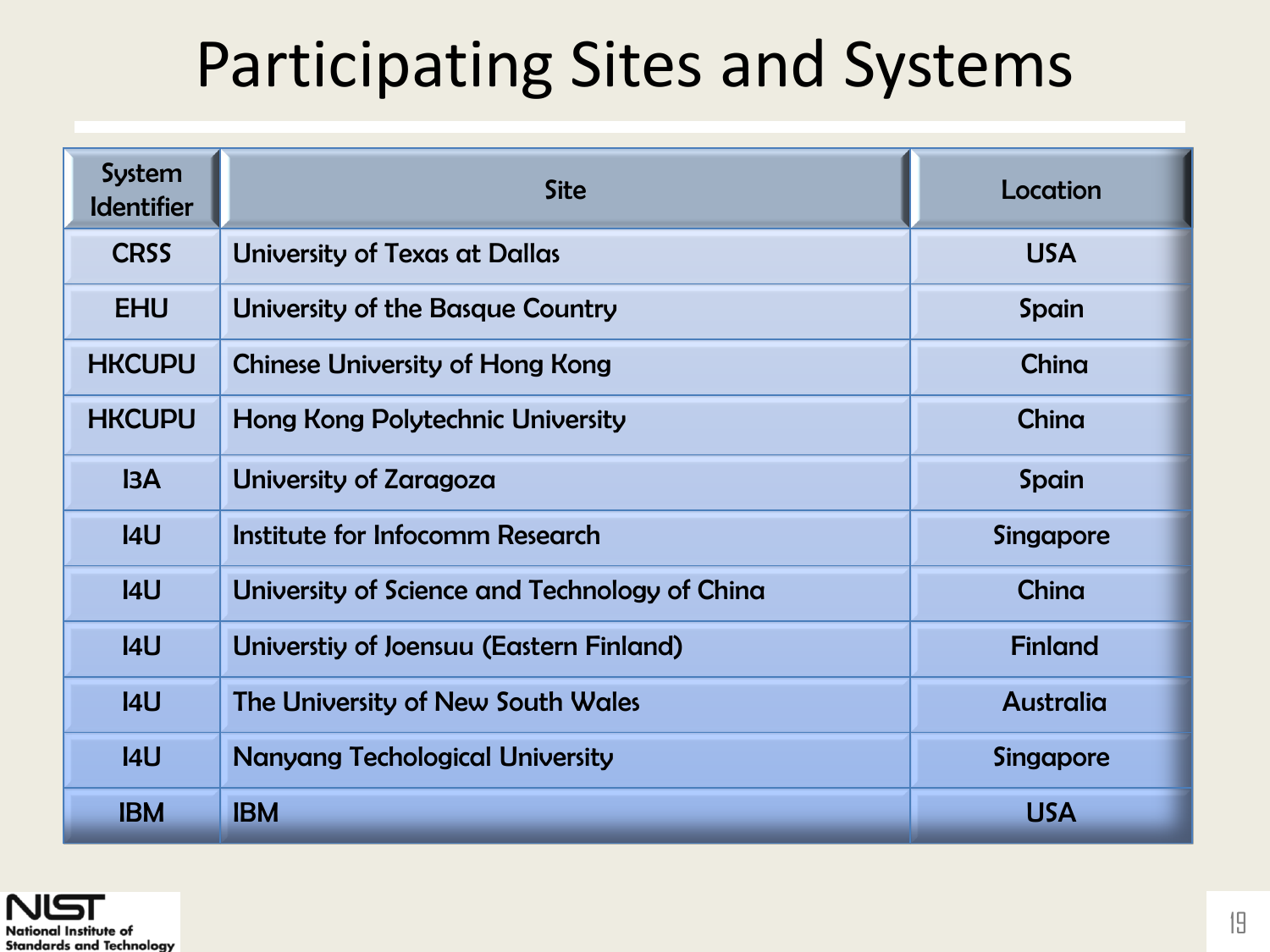# Participating Sites and Systems

| System Identifier | Site | Location |
|---|---|---|
| CRSS | University of Texas at Dallas | USA |
| EHU | University of the Basque Country | Spain |
| HKCUPU | Chinese University of Hong Kong | China |
| HKCUPU | Hong Kong Polytechnic University | China |
| I3A | University of Zaragoza | Spain |
| I4U | Institute for Infocomm Research | Singapore |
| I4U | University of Science and Technology of China | China |
| I4U | Universtiy of Joensuu (Eastern Finland) | Finland |
| I4U | The University of New South Wales | Australia |
| I4U | Nanyang Techological University | Singapore |
| IBM | IBM | USA |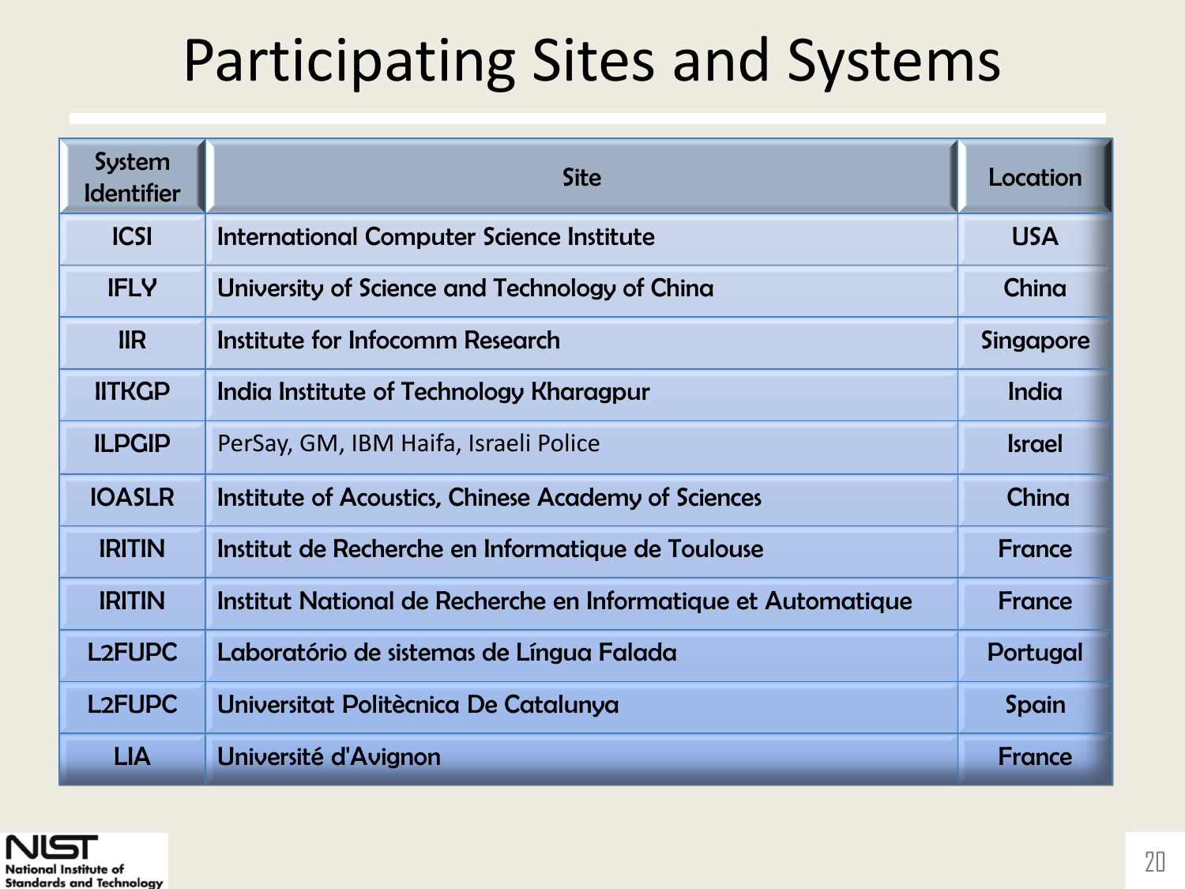# Participating Sites and Systems

| System Identifier | Site | Location |
|---|---|---|
| ICSI | International Computer Science Institute | USA |
| IFLY | University of Science and Technology of China | China |
| IIR | Institute for Infocomm Research | Singapore |
| IITKGP | India Institute of Technology Kharagpur | India |
| ILPGIP | PerSay, GM, IBM Haifa, Israeli Police | Israel |
| IOASLR | Institute of Acoustics, Chinese Academy of Sciences | China |
| IRITIN | Institut de Recherche en Informatique de Toulouse | France |
| IRITIN | Institut National de Recherche en Informatique et Automatique | France |
| L2FUPC | Laboratório de sistemas de Língua Falada | Portugal |
| L2FUPC | Universitat Politècnica De Catalunya | Spain |
| LIA | Université d'Avignon | France |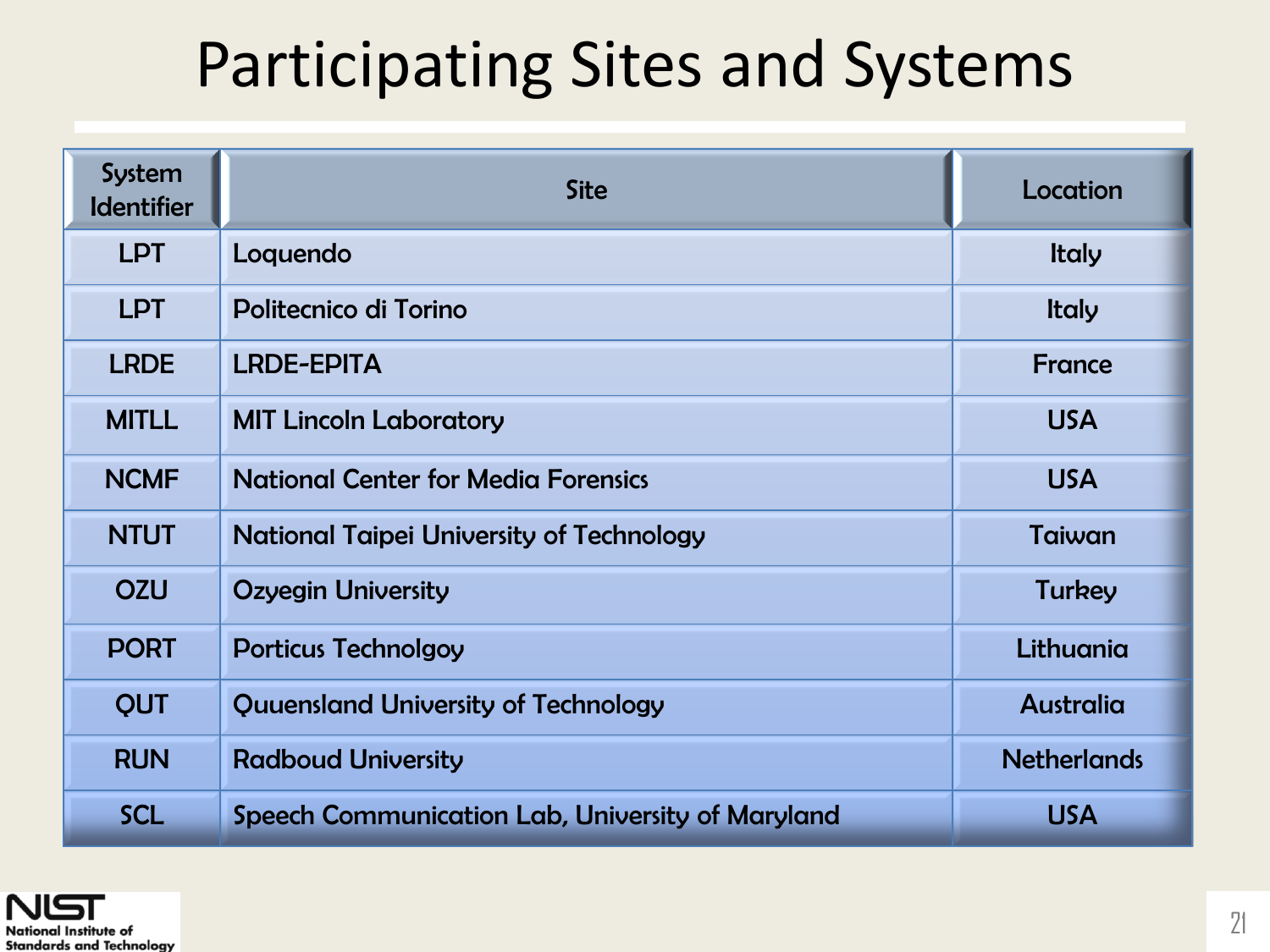# Participating Sites and Systems

| System Identifier | Site | Location |
|---|---|---|
| LPT | Loquendo | Italy |
| LPT | Politecnico di Torino | Italy |
| LRDE | LRDE-EPITA | France |
| MITLL | MIT Lincoln Laboratory | USA |
| NCMF | National Center for Media Forensics | USA |
| NTUT | National Taipei University of Technology | Taiwan |
| OZU | Ozyegin University | Turkey |
| PORT | Porticus Technolgoy | Lithuania |
| QUT | Quuensland University of Technology | Australia |
| RUN | Radboud University | Netherlands |
| SCL | Speech Communication Lab, University of Maryland | USA |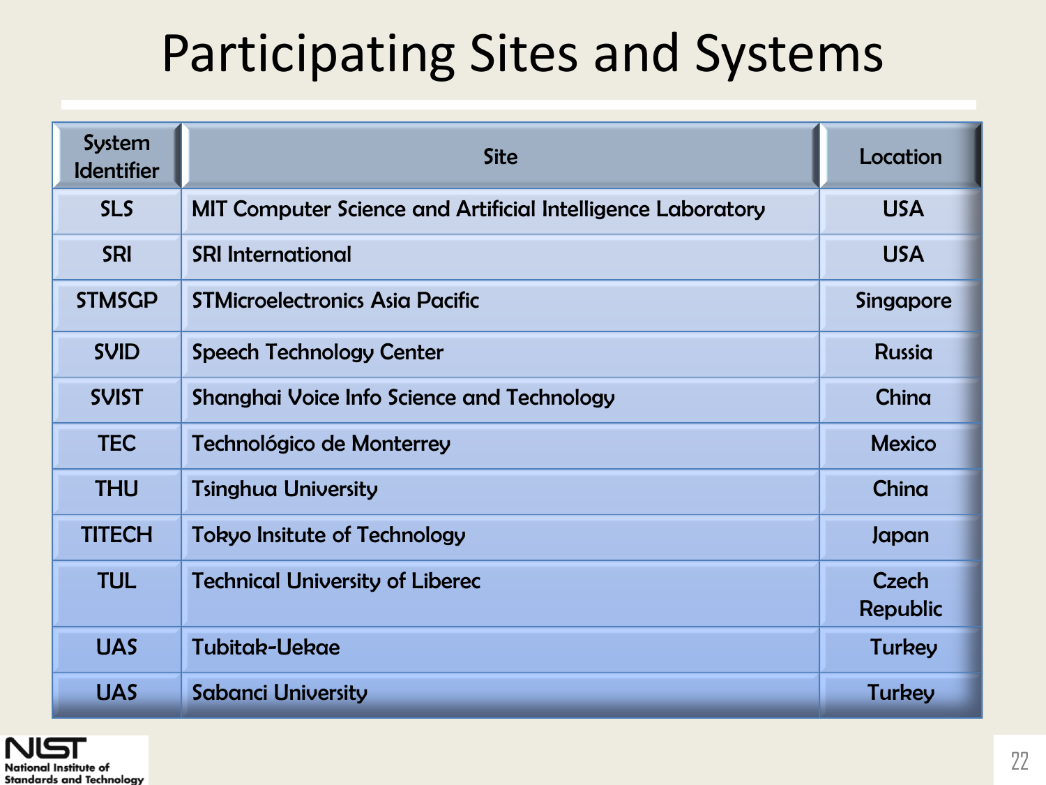# Participating Sites and Systems

| System Identifier | Site | Location |
|---|---|---|
| SLS | MIT Computer Science and Artificial Intelligence Laboratory | USA |
| SRI | SRI International | USA |
| STMSGP | STMicroelectronics Asia Pacific | Singapore |
| SVID | Speech Technology Center | Russia |
| SVIST | Shanghai Voice Info Science and Technology | China |
| TEC | Technológico de Monterrey | Mexico |
| THU | Tsinghua University | China |
| TITECH | Tokyo Insitute of Technology | Japan |
| TUL | Technical University of Liberec | Czech Republic |
| UAS | Tubitak-Uekae | Turkey |
| UAS | Sabanci University | Turkey |

NIST National Institute of Standards and Technology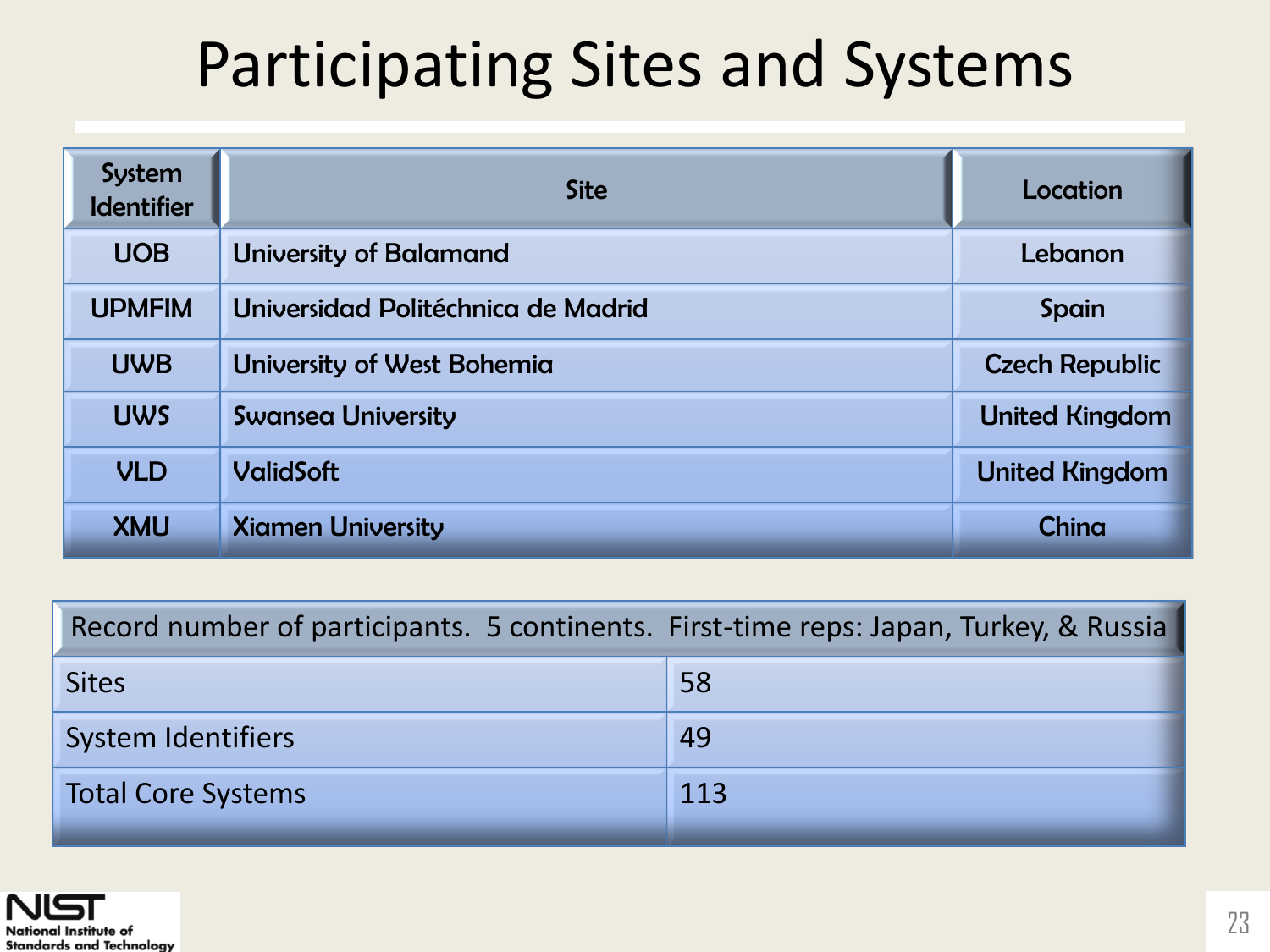# Participating Sites and Systems

| System Identifier | Site | Location |
|---|---|---|
| UOB | University of Balamand | Lebanon |
| UPMFIM | Universidad Politéchnica de Madrid | Spain |
| UWB | University of West Bohemia | Czech Republic |
| UWS | Swansea University | United Kingdom |
| VLD | ValidSoft | United Kingdom |
| XMU | Xiamen University | China |

| Record number of participants. 5 continents. First-time reps: Japan, Turkey, & Russia | |
|---|---|
| Sites | 58 |
| System Identifiers | 49 |
| Total Core Systems | 113 |

NIST National Institute of Standards and Technology